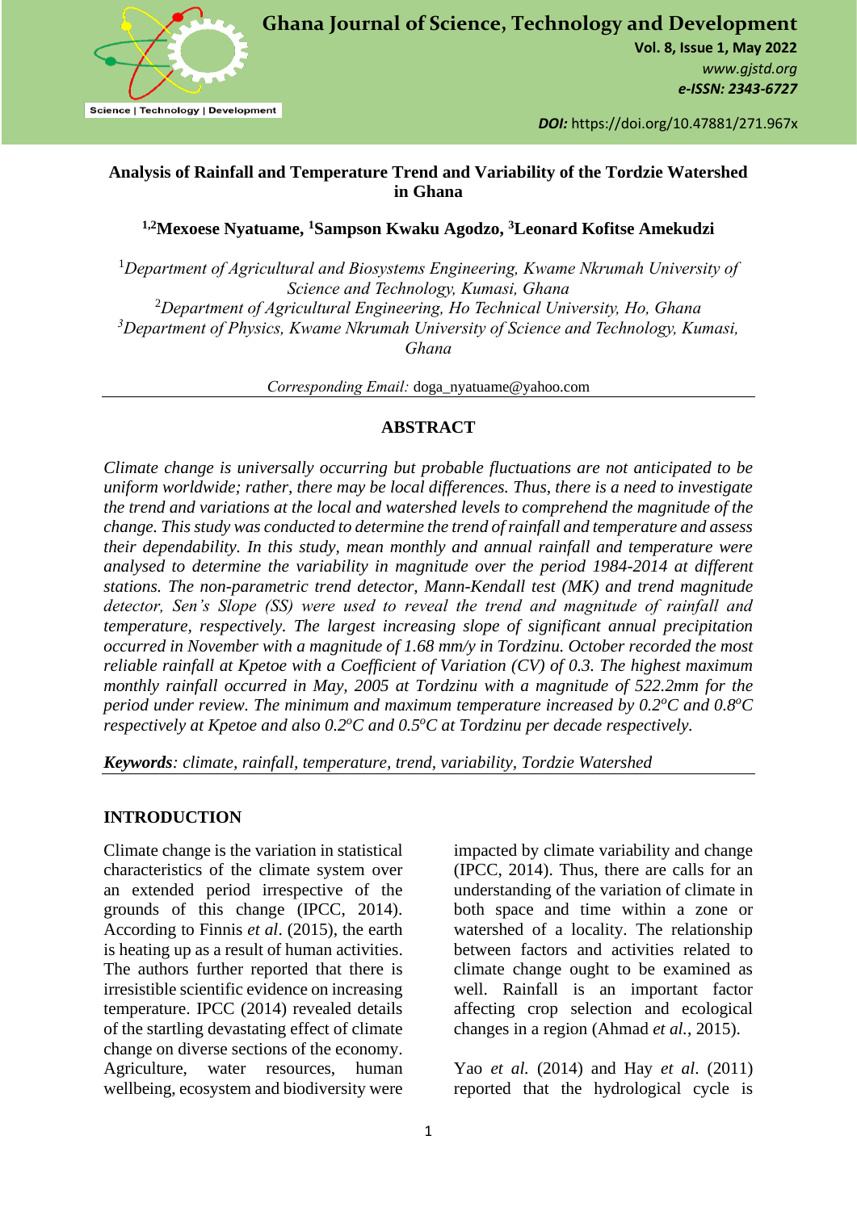# Analysis of Rainfall and Temperature Trend and Variability of the Tordzie Watershed in Ghana

**[1,2]Mexoese Nyatuame, [1]Sampson Kwaku Agodzo, [3]Leonard Kofitse Amekudzi**

[1]*Department of Agricultural and Biosystems Engineering, Kwame Nkrumah University of Science and Technology, Kumasi, Ghana*
[2]*Department of Agricultural Engineering, Ho Technical University, Ho, Ghana*
[3]*Department of Physics, Kwame Nkrumah University of Science and Technology, Kumasi, Ghana*

*Corresponding Email:* doga_nyatuame@yahoo.com

## ABSTRACT

*Climate change is universally occurring but probable fluctuations are not anticipated to be uniform worldwide; rather, there may be local differences. Thus, there is a need to investigate the trend and variations at the local and watershed levels to comprehend the magnitude of the change. This study was conducted to determine the trend of rainfall and temperature and assess their dependability. In this study, mean monthly and annual rainfall and temperature were analysed to determine the variability in magnitude over the period 1984-2014 at different stations. The non-parametric trend detector, Mann-Kendall test (MK) and trend magnitude detector, Sen's Slope (SS) were used to reveal the trend and magnitude of rainfall and temperature, respectively. The largest increasing slope of significant annual precipitation occurred in November with a magnitude of 1.68 mm/y in Tordzinu. October recorded the most reliable rainfall at Kpetoe with a Coefficient of Variation (CV) of 0.3. The highest maximum monthly rainfall occurred in May, 2005 at Tordzinu with a magnitude of 522.2mm for the period under review. The minimum and maximum temperature increased by 0.2°C and 0.8°C respectively at Kpetoe and also 0.2°C and 0.5°C at Tordzinu per decade respectively.*

***Keywords****: climate, rainfall, temperature, trend, variability, Tordzie Watershed*

## INTRODUCTION

Climate change is the variation in statistical characteristics of the climate system over an extended period irrespective of the grounds of this change (IPCC, 2014). According to Finnis *et al*. (2015), the earth is heating up as a result of human activities. The authors further reported that there is irresistible scientific evidence on increasing temperature. IPCC (2014) revealed details of the startling devastating effect of climate change on diverse sections of the economy. Agriculture, water resources, human wellbeing, ecosystem and biodiversity were impacted by climate variability and change (IPCC, 2014). Thus, there are calls for an understanding of the variation of climate in both space and time within a zone or watershed of a locality. The relationship between factors and activities related to climate change ought to be examined as well. Rainfall is an important factor affecting crop selection and ecological changes in a region (Ahmad *et al.*, 2015).

Yao *et al.* (2014) and Hay *et al*. (2011) reported that the hydrological cycle is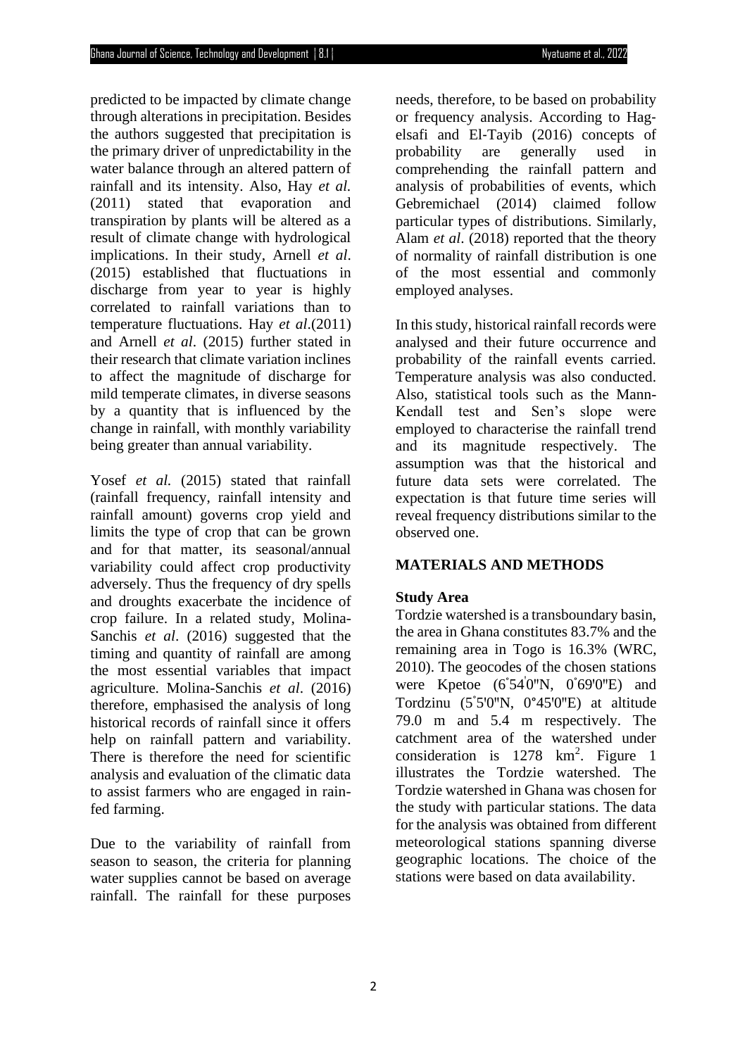predicted to be impacted by climate change through alterations in precipitation. Besides the authors suggested that precipitation is the primary driver of unpredictability in the water balance through an altered pattern of rainfall and its intensity. Also, Hay *et al.* (2011) stated that evaporation and transpiration by plants will be altered as a result of climate change with hydrological implications. In their study, Arnell *et al*. (2015) established that fluctuations in discharge from year to year is highly correlated to rainfall variations than to temperature fluctuations. Hay *et al*.(2011) and Arnell *et al*. (2015) further stated in their research that climate variation inclines to affect the magnitude of discharge for mild temperate climates, in diverse seasons by a quantity that is influenced by the change in rainfall, with monthly variability being greater than annual variability.

Yosef *et al.* (2015) stated that rainfall (rainfall frequency, rainfall intensity and rainfall amount) governs crop yield and limits the type of crop that can be grown and for that matter, its seasonal/annual variability could affect crop productivity adversely. Thus the frequency of dry spells and droughts exacerbate the incidence of crop failure. In a related study, Molina-Sanchis *et al*. (2016) suggested that the timing and quantity of rainfall are among the most essential variables that impact agriculture. Molina-Sanchis *et al*. (2016) therefore, emphasised the analysis of long historical records of rainfall since it offers help on rainfall pattern and variability. There is therefore the need for scientific analysis and evaluation of the climatic data to assist farmers who are engaged in rain-fed farming.

Due to the variability of rainfall from season to season, the criteria for planning water supplies cannot be based on average rainfall. The rainfall for these purposes needs, therefore, to be based on probability or frequency analysis. According to Hag-elsafi and El-Tayib (2016) concepts of probability are generally used in comprehending the rainfall pattern and analysis of probabilities of events, which Gebremichael (2014) claimed follow particular types of distributions. Similarly, Alam *et al*. (2018) reported that the theory of normality of rainfall distribution is one of the most essential and commonly employed analyses.

In this study, historical rainfall records were analysed and their future occurrence and probability of the rainfall events carried. Temperature analysis was also conducted. Also, statistical tools such as the Mann-Kendall test and Sen's slope were employed to characterise the rainfall trend and its magnitude respectively. The assumption was that the historical and future data sets were correlated. The expectation is that future time series will reveal frequency distributions similar to the observed one.

## MATERIALS AND METHODS

### Study Area

Tordzie watershed is a transboundary basin, the area in Ghana constitutes 83.7% and the remaining area in Togo is 16.3% (WRC, 2010). The geocodes of the chosen stations were Kpetoe (6˚54'0"N, 0˚69'0"E) and Tordzinu (5˚5'0"N, 0°45'0"E) at altitude 79.0 m and 5.4 m respectively. The catchment area of the watershed under consideration is 1278 $km^2$. Figure 1 illustrates the Tordzie watershed. The Tordzie watershed in Ghana was chosen for the study with particular stations. The data for the analysis was obtained from different meteorological stations spanning diverse geographic locations. The choice of the stations were based on data availability.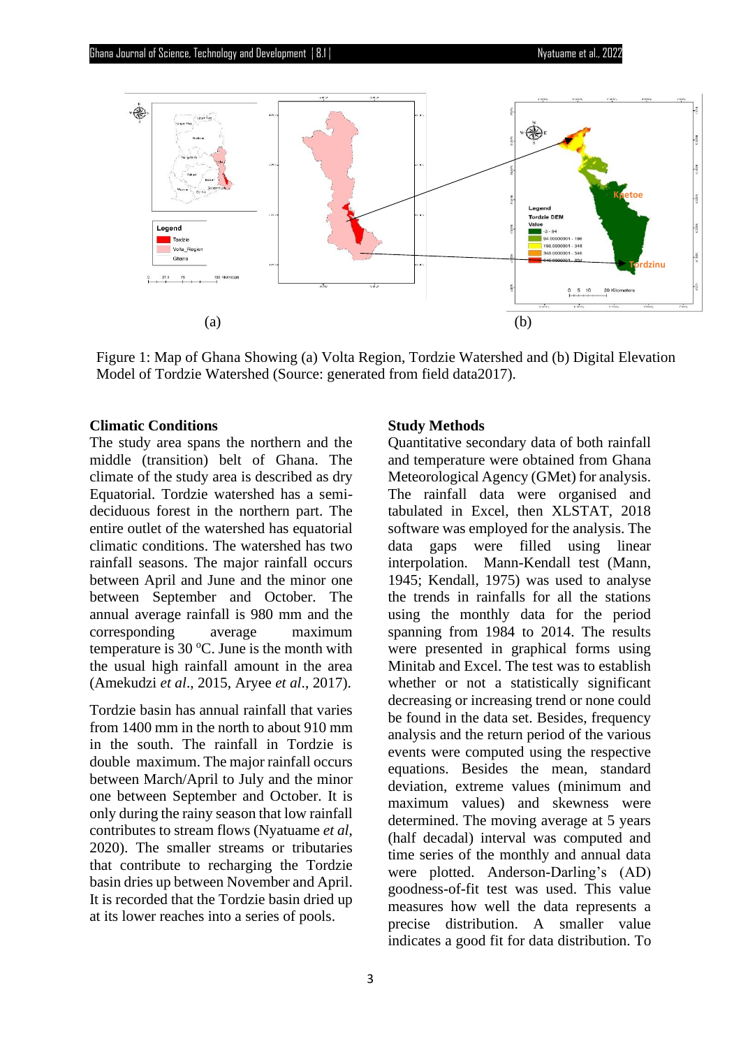(a)

(b)

Figure 1: Map of Ghana Showing (a) Volta Region, Tordzie Watershed and (b) Digital Elevation Model of Tordzie Watershed (Source: generated from field data2017).

### Climatic Conditions

The study area spans the northern and the middle (transition) belt of Ghana. The climate of the study area is described as dry Equatorial. Tordzie watershed has a semi-deciduous forest in the northern part. The entire outlet of the watershed has equatorial climatic conditions. The watershed has two rainfall seasons. The major rainfall occurs between April and June and the minor one between September and October. The annual average rainfall is 980 mm and the corresponding average maximum temperature is 30 $^{o}$C. June is the month with the usual high rainfall amount in the area (Amekudzi *et al*., 2015, Aryee *et al*., 2017).

Tordzie basin has annual rainfall that varies from 1400 mm in the north to about 910 mm in the south. The rainfall in Tordzie is double maximum. The major rainfall occurs between March/April to July and the minor one between September and October. It is only during the rainy season that low rainfall contributes to stream flows (Nyatuame *et al*, 2020). The smaller streams or tributaries that contribute to recharging the Tordzie basin dries up between November and April. It is recorded that the Tordzie basin dried up at its lower reaches into a series of pools.

### Study Methods

Quantitative secondary data of both rainfall and temperature were obtained from Ghana Meteorological Agency (GMet) for analysis. The rainfall data were organised and tabulated in Excel, then XLSTAT, 2018 software was employed for the analysis. The data gaps were filled using linear interpolation. Mann-Kendall test (Mann, 1945; Kendall, 1975) was used to analyse the trends in rainfalls for all the stations using the monthly data for the period spanning from 1984 to 2014. The results were presented in graphical forms using Minitab and Excel. The test was to establish whether or not a statistically significant decreasing or increasing trend or none could be found in the data set. Besides, frequency analysis and the return period of the various events were computed using the respective equations. Besides the mean, standard deviation, extreme values (minimum and maximum values) and skewness were determined. The moving average at 5 years (half decadal) interval was computed and time series of the monthly and annual data were plotted. Anderson-Darling's (AD) goodness-of-fit test was used. This value measures how well the data represents a precise distribution. A smaller value indicates a good fit for data distribution. To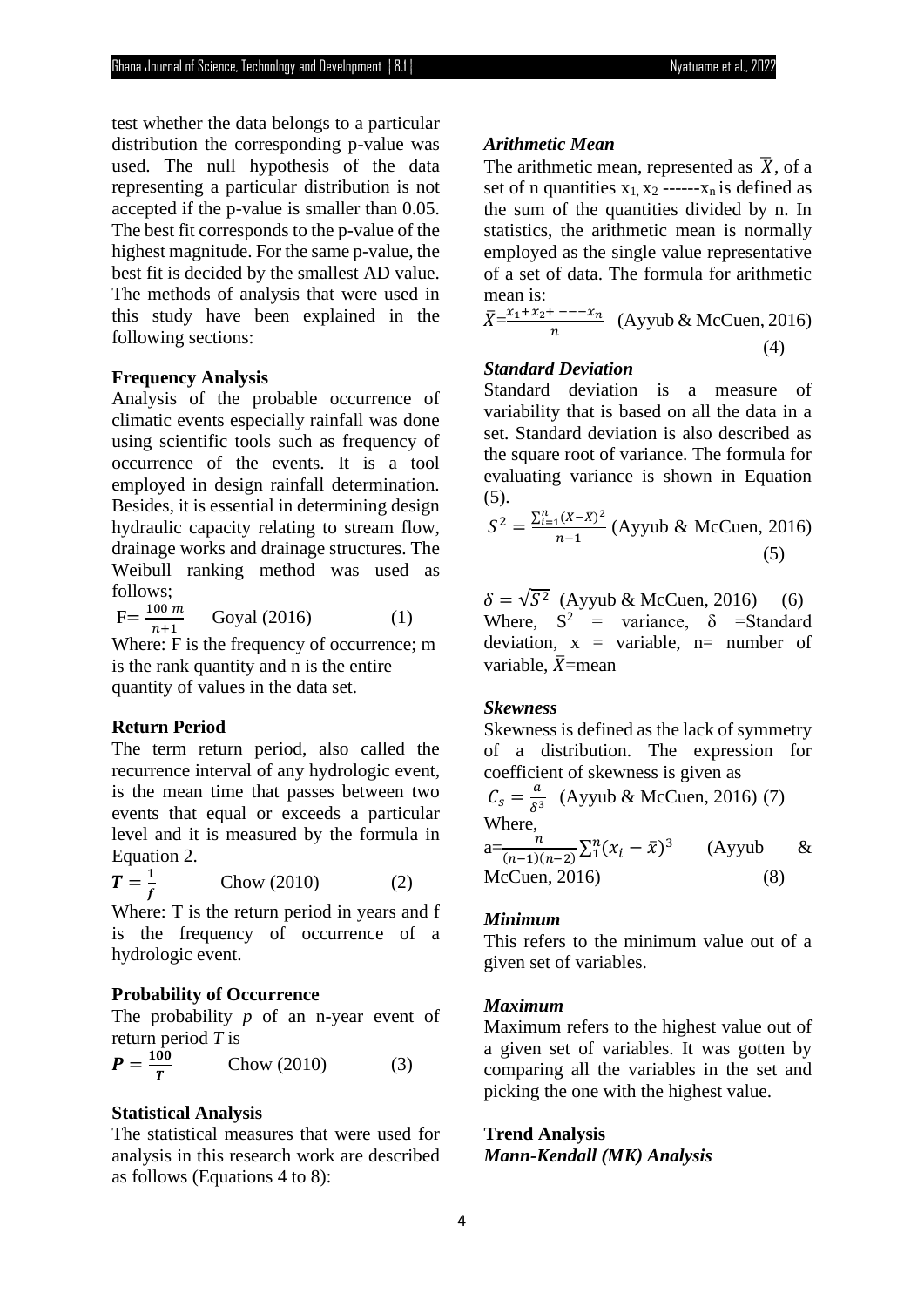test whether the data belongs to a particular distribution the corresponding p-value was used. The null hypothesis of the data representing a particular distribution is not accepted if the p-value is smaller than 0.05. The best fit corresponds to the p-value of the highest magnitude. For the same p-value, the best fit is decided by the smallest AD value. The methods of analysis that were used in this study have been explained in the following sections:

**Frequency Analysis**

Analysis of the probable occurrence of climatic events especially rainfall was done using scientific tools such as frequency of occurrence of the events. It is a tool employed in design rainfall determination. Besides, it is essential in determining design hydraulic capacity relating to stream flow, drainage works and drainage structures. The Weibull ranking method was used as follows;

$$F = \frac{100\, m}{n+1} \quad \text{Goyal (2016)} \quad (1)$$

Where: F is the frequency of occurrence; m is the rank quantity and n is the entire quantity of values in the data set.

**Return Period**

The term return period, also called the recurrence interval of any hydrologic event, is the mean time that passes between two events that equal or exceeds a particular level and it is measured by the formula in Equation 2.

$$\boldsymbol{T = \frac{1}{f}} \quad \text{Chow (2010)} \quad (2)$$

Where: T is the return period in years and f is the frequency of occurrence of a hydrologic event.

**Probability of Occurrence**

The probability *p* of an n-year event of return period *T* is

$$\boldsymbol{P = \frac{100}{T}} \quad \text{Chow (2010)} \quad (3)$$

**Statistical Analysis**

The statistical measures that were used for analysis in this research work are described as follows (Equations 4 to 8):

***Arithmetic Mean***

The arithmetic mean, represented as $\overline{X}$, of a set of n quantities $x_1, x_2$ ------$x_n$ is defined as the sum of the quantities divided by n. In statistics, the arithmetic mean is normally employed as the single value representative of a set of data. The formula for arithmetic mean is:

$$\bar{X} = \frac{x_1 + x_2 + ---x_n}{n} \quad \text{(Ayyub \& McCuen, 2016)} \quad (4)$$

***Standard Deviation***

Standard deviation is a measure of variability that is based on all the data in a set. Standard deviation is also described as the square root of variance. The formula for evaluating variance is shown in Equation (5).

$$S^2 = \frac{\sum_{i=1}^{n}(X - \bar{X})^2}{n-1} \quad \text{(Ayyub \& McCuen, 2016)} \quad (5)$$

$$\delta = \sqrt{S^2} \quad \text{(Ayyub \& McCuen, 2016)} \quad (6)$$

Where, $S^2$ = variance, δ =Standard deviation, x = variable, n= number of variable, $\bar{X}$=mean

***Skewness***

Skewness is defined as the lack of symmetry of a distribution. The expression for coefficient of skewness is given as

$$C_s = \frac{a}{\delta^3} \quad \text{(Ayyub \& McCuen, 2016)} \quad (7)$$

Where,

$$a = \frac{n}{(n-1)(n-2)} \sum_1^n (x_i - \bar{x})^3 \quad \text{(Ayyub \& McCuen, 2016)} \quad (8)$$

***Minimum***

This refers to the minimum value out of a given set of variables.

***Maximum***

Maximum refers to the highest value out of a given set of variables. It was gotten by comparing all the variables in the set and picking the one with the highest value.

**Trend Analysis**

***Mann-Kendall (MK) Analysis***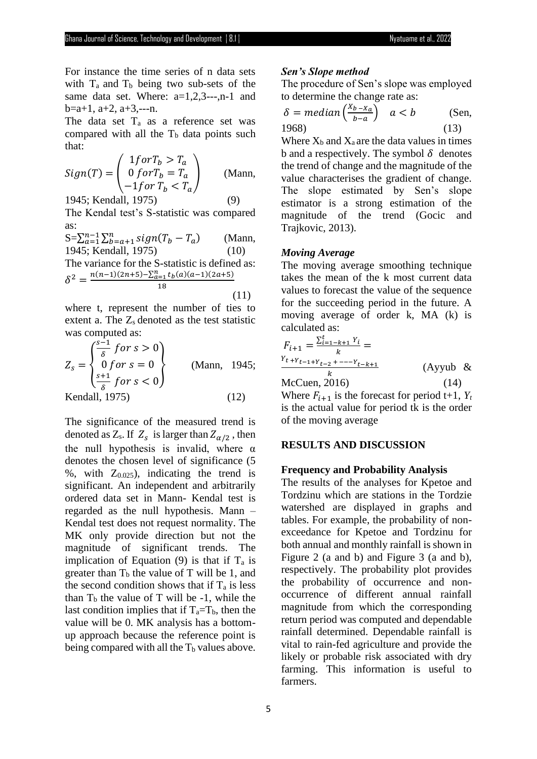For instance the time series of n data sets with $T_a$ and $T_b$ being two sub-sets of the same data set. Where: a=1,2,3---,n-1 and b=a+1, a+2, a+3,---n.

The data set $T_a$ as a reference set was compared with all the $T_b$ data points such that:

$$Sign(T) = \begin{pmatrix} 1 for T_b > T_a \\ 0 \ for T_b = T_a \\ -1 for \ T_b < T_a \end{pmatrix}$$ (Mann, 1945; Kendall, 1975) (9)

The Kendal test's S-statistic was compared as:

$$S = \sum_{a=1}^{n-1} \sum_{b=a+1}^{n} sign(T_b - T_a)$$ (Mann, 1945; Kendall, 1975) (10)

The variance for the S-statistic is defined as:

$$\delta^2 = \frac{n(n-1)(2n+5) - \sum_{a=1}^{n} t_b(a)(a-1)(2a+5)}{18}$$ (11)

where t, represent the number of ties to extent a. The $Z_s$ denoted as the test statistic was computed as:

$$Z_s = \begin{Bmatrix} \frac{s-1}{\delta} \ for \ s > 0 \\ 0 \ for \ s = 0 \\ \frac{s+1}{\delta} \ for \ s < 0 \end{Bmatrix}$$ (Mann, 1945; Kendall, 1975) (12)

The significance of the measured trend is denoted as $Z_s$. If $Z_s$ is larger than $Z_{\alpha/2}$, then the null hypothesis is invalid, where α denotes the chosen level of significance (5 %, with $Z_{0.025}$), indicating the trend is significant. An independent and arbitrarily ordered data set in Mann- Kendal test is regarded as the null hypothesis. Mann – Kendal test does not request normality. The MK only provide direction but not the magnitude of significant trends. The implication of Equation (9) is that if $T_a$ is greater than $T_b$ the value of T will be 1, and the second condition shows that if $T_a$ is less than $T_b$ the value of T will be -1, while the last condition implies that if $T_a$=$T_b$, then the value will be 0. MK analysis has a bottom-up approach because the reference point is being compared with all the $T_b$ values above.

***Sen's Slope method***

The procedure of Sen's slope was employed to determine the change rate as:

$$\delta = median\left(\frac{X_b - X_a}{b-a}\right) \quad a < b$$ (Sen, 1968) (13)

Where $X_b$ and $X_a$ are the data values in times b and a respectively. The symbol $\delta$ denotes the trend of change and the magnitude of the value characterises the gradient of change. The slope estimated by Sen's slope estimator is a strong estimation of the magnitude of the trend (Gocic and Trajkovic, 2013).

***Moving Average***

The moving average smoothing technique takes the mean of the k most current data values to forecast the value of the sequence for the succeeding period in the future. A moving average of order k, MA (k) is calculated as:

$$F_{i+1} = \frac{\sum_{i=1-k+1}^{t} Y_i}{k} = \frac{Y_t + Y_{t-1} + Y_{t-2} + --- Y_{t-k+1}}{k}$$ (Ayyub & McCuen, 2016) (14)

Where $F_{i+1}$ is the forecast for period t+1, $Y_t$ is the actual value for period tk is the order of the moving average

## RESULTS AND DISCUSSION

### Frequency and Probability Analysis

The results of the analyses for Kpetoe and Tordzinu which are stations in the Tordzie watershed are displayed in graphs and tables. For example, the probability of non-exceedance for Kpetoe and Tordzinu for both annual and monthly rainfall is shown in Figure 2 (a and b) and Figure 3 (a and b), respectively. The probability plot provides the probability of occurrence and non-occurrence of different annual rainfall magnitude from which the corresponding return period was computed and dependable rainfall determined. Dependable rainfall is vital to rain-fed agriculture and provide the likely or probable risk associated with dry farming. This information is useful to farmers.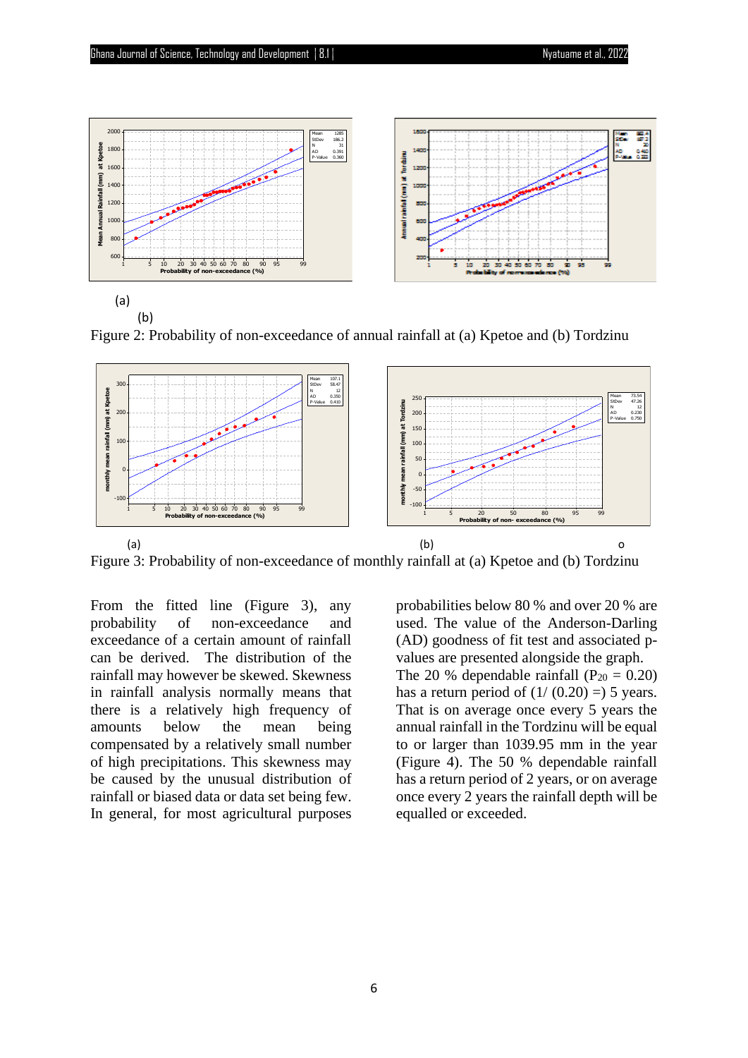(a)

(b)

Figure 2: Probability of non-exceedance of annual rainfall at (a) Kpetoe and (b) Tordzinu

(a) (b)

Figure 3: Probability of non-exceedance of monthly rainfall at (a) Kpetoe and (b) Tordzinu

From the fitted line (Figure 3), any probability of non-exceedance and exceedance of a certain amount of rainfall can be derived. The distribution of the rainfall may however be skewed. Skewness in rainfall analysis normally means that there is a relatively high frequency of amounts below the mean being compensated by a relatively small number of high precipitations. This skewness may be caused by the unusual distribution of rainfall or biased data or data set being few. In general, for most agricultural purposes probabilities below 80 % and over 20 % are used. The value of the Anderson-Darling (AD) goodness of fit test and associated p-values are presented alongside the graph. The 20 % dependable rainfall ($P_{20}$ = 0.20) has a return period of (1/ (0.20) =) 5 years. That is on average once every 5 years the annual rainfall in the Tordzinu will be equal to or larger than 1039.95 mm in the year (Figure 4). The 50 % dependable rainfall has a return period of 2 years, or on average once every 2 years the rainfall depth will be equalled or exceeded.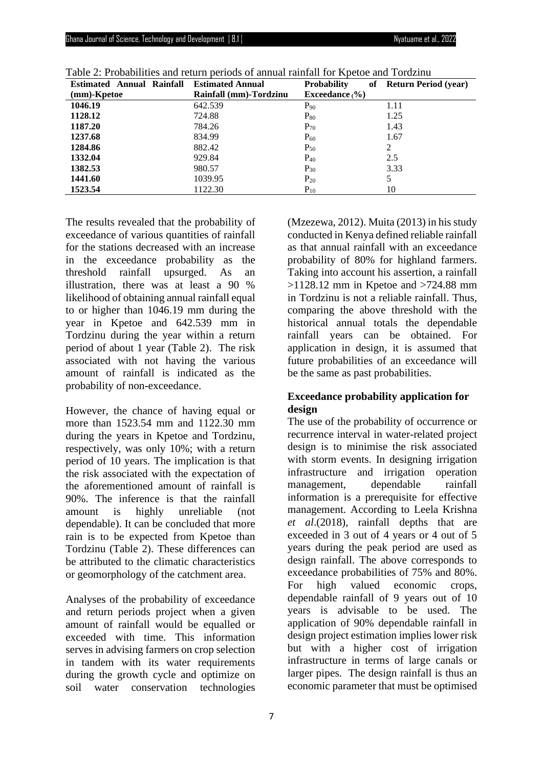Table 2: Probabilities and return periods of annual rainfall for Kpetoe and Tordzinu

| Estimated Annual Rainfall (mm)-Kpetoe | Estimated Annual Rainfall (mm)-Tordzinu | Probability of Exceedance (%) | Return Period (year) |
|---|---|---|---|
| **1046.19** | 642.539 | $P_{90}$ | 1.11 |
| **1128.12** | 724.88 | $P_{80}$ | 1.25 |
| **1187.20** | 784.26 | $P_{70}$ | 1.43 |
| **1237.68** | 834.99 | $P_{60}$ | 1.67 |
| **1284.86** | 882.42 | $P_{50}$ | 2 |
| **1332.04** | 929.84 | $P_{40}$ | 2.5 |
| **1382.53** | 980.57 | $P_{30}$ | 3.33 |
| **1441.60** | 1039.95 | $P_{20}$ | 5 |
| **1523.54** | 1122.30 | $P_{10}$ | 10 |

The results revealed that the probability of exceedance of various quantities of rainfall for the stations decreased with an increase in the exceedance probability as the threshold rainfall upsurged. As an illustration, there was at least a 90 % likelihood of obtaining annual rainfall equal to or higher than 1046.19 mm during the year in Kpetoe and 642.539 mm in Tordzinu during the year within a return period of about 1 year (Table 2). The risk associated with not having the various amount of rainfall is indicated as the probability of non-exceedance.

However, the chance of having equal or more than 1523.54 mm and 1122.30 mm during the years in Kpetoe and Tordzinu, respectively, was only 10%; with a return period of 10 years. The implication is that the risk associated with the expectation of the aforementioned amount of rainfall is 90%. The inference is that the rainfall amount is highly unreliable (not dependable). It can be concluded that more rain is to be expected from Kpetoe than Tordzinu (Table 2). These differences can be attributed to the climatic characteristics or geomorphology of the catchment area.

Analyses of the probability of exceedance and return periods project when a given amount of rainfall would be equalled or exceeded with time. This information serves in advising farmers on crop selection in tandem with its water requirements during the growth cycle and optimize on soil water conservation technologies (Mzezewa, 2012). Muita (2013) in his study conducted in Kenya defined reliable rainfall as that annual rainfall with an exceedance probability of 80% for highland farmers. Taking into account his assertion, a rainfall >1128.12 mm in Kpetoe and >724.88 mm in Tordzinu is not a reliable rainfall. Thus, comparing the above threshold with the historical annual totals the dependable rainfall years can be obtained. For application in design, it is assumed that future probabilities of an exceedance will be the same as past probabilities.

### Exceedance probability application for design

The use of the probability of occurrence or recurrence interval in water-related project design is to minimise the risk associated with storm events. In designing irrigation infrastructure and irrigation operation management, dependable rainfall information is a prerequisite for effective management. According to Leela Krishna *et al*.(2018), rainfall depths that are exceeded in 3 out of 4 years or 4 out of 5 years during the peak period are used as design rainfall. The above corresponds to exceedance probabilities of 75% and 80%. For high valued economic crops, dependable rainfall of 9 years out of 10 years is advisable to be used. The application of 90% dependable rainfall in design project estimation implies lower risk but with a higher cost of irrigation infrastructure in terms of large canals or larger pipes. The design rainfall is thus an economic parameter that must be optimised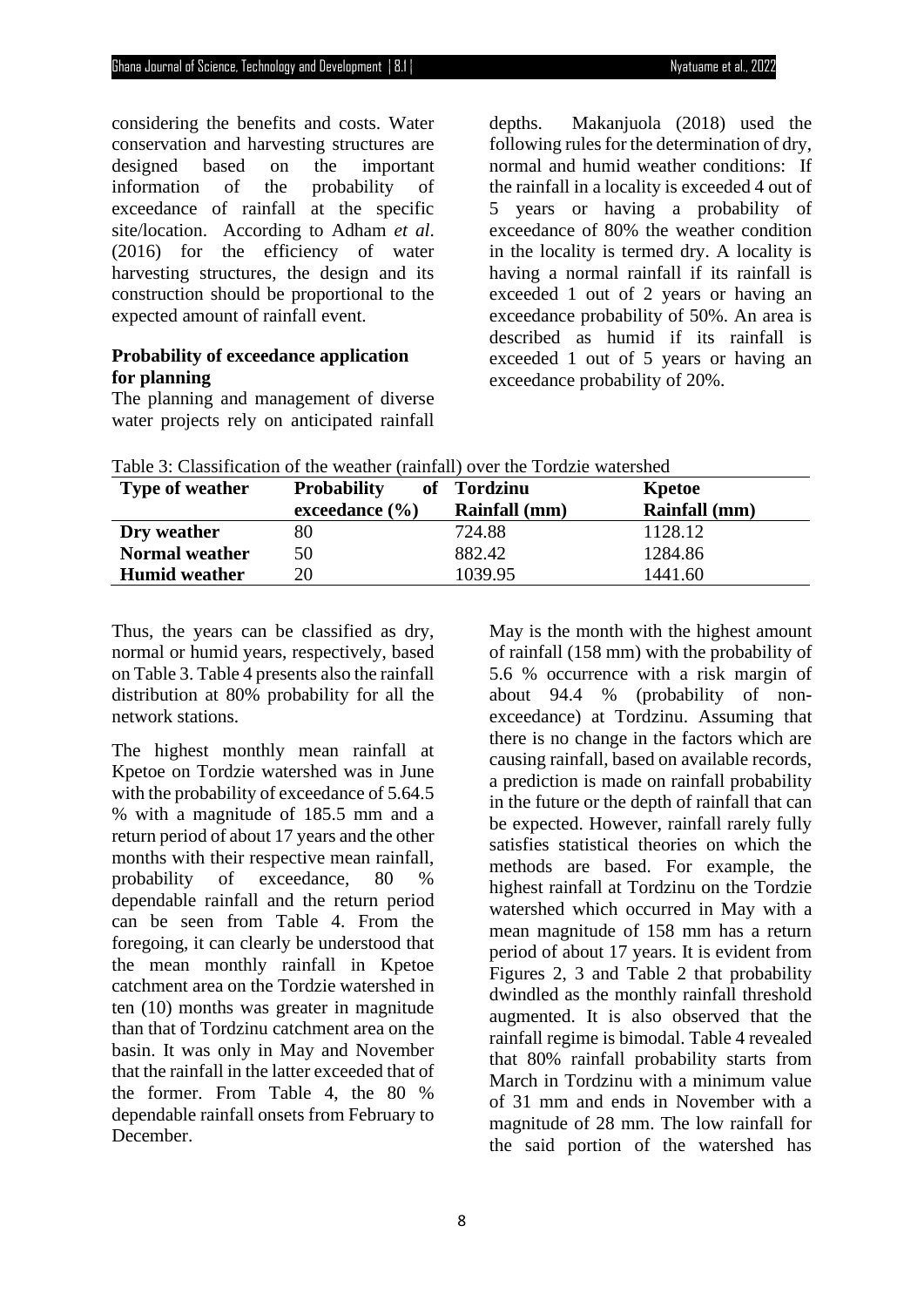considering the benefits and costs. Water conservation and harvesting structures are designed based on the important information of the probability of exceedance of rainfall at the specific site/location. According to Adham *et al*. (2016) for the efficiency of water harvesting structures, the design and its construction should be proportional to the expected amount of rainfall event.

**Probability of exceedance application for planning**

The planning and management of diverse water projects rely on anticipated rainfall depths. Makanjuola (2018) used the following rules for the determination of dry, normal and humid weather conditions: If the rainfall in a locality is exceeded 4 out of 5 years or having a probability of exceedance of 80% the weather condition in the locality is termed dry. A locality is having a normal rainfall if its rainfall is exceeded 1 out of 2 years or having an exceedance probability of 50%. An area is described as humid if its rainfall is exceeded 1 out of 5 years or having an exceedance probability of 20%.

Table 3: Classification of the weather (rainfall) over the Tordzie watershed

| Type of weather | Probability of exceedance (%) | Tordzinu Rainfall (mm) | Kpetoe Rainfall (mm) |
|---|---|---|---|
| **Dry weather** | 80 | 724.88 | 1128.12 |
| **Normal weather** | 50 | 882.42 | 1284.86 |
| **Humid weather** | 20 | 1039.95 | 1441.60 |

Thus, the years can be classified as dry, normal or humid years, respectively, based on Table 3. Table 4 presents also the rainfall distribution at 80% probability for all the network stations.

The highest monthly mean rainfall at Kpetoe on Tordzie watershed was in June with the probability of exceedance of 5.64.5 % with a magnitude of 185.5 mm and a return period of about 17 years and the other months with their respective mean rainfall, probability of exceedance, 80 % dependable rainfall and the return period can be seen from Table 4. From the foregoing, it can clearly be understood that the mean monthly rainfall in Kpetoe catchment area on the Tordzie watershed in ten (10) months was greater in magnitude than that of Tordzinu catchment area on the basin. It was only in May and November that the rainfall in the latter exceeded that of the former. From Table 4, the 80 % dependable rainfall onsets from February to December.

May is the month with the highest amount of rainfall (158 mm) with the probability of 5.6 % occurrence with a risk margin of about 94.4 % (probability of non-exceedance) at Tordzinu. Assuming that there is no change in the factors which are causing rainfall, based on available records, a prediction is made on rainfall probability in the future or the depth of rainfall that can be expected. However, rainfall rarely fully satisfies statistical theories on which the methods are based. For example, the highest rainfall at Tordzinu on the Tordzie watershed which occurred in May with a mean magnitude of 158 mm has a return period of about 17 years. It is evident from Figures 2, 3 and Table 2 that probability dwindled as the monthly rainfall threshold augmented. It is also observed that the rainfall regime is bimodal. Table 4 revealed that 80% rainfall probability starts from March in Tordzinu with a minimum value of 31 mm and ends in November with a magnitude of 28 mm. The low rainfall for the said portion of the watershed has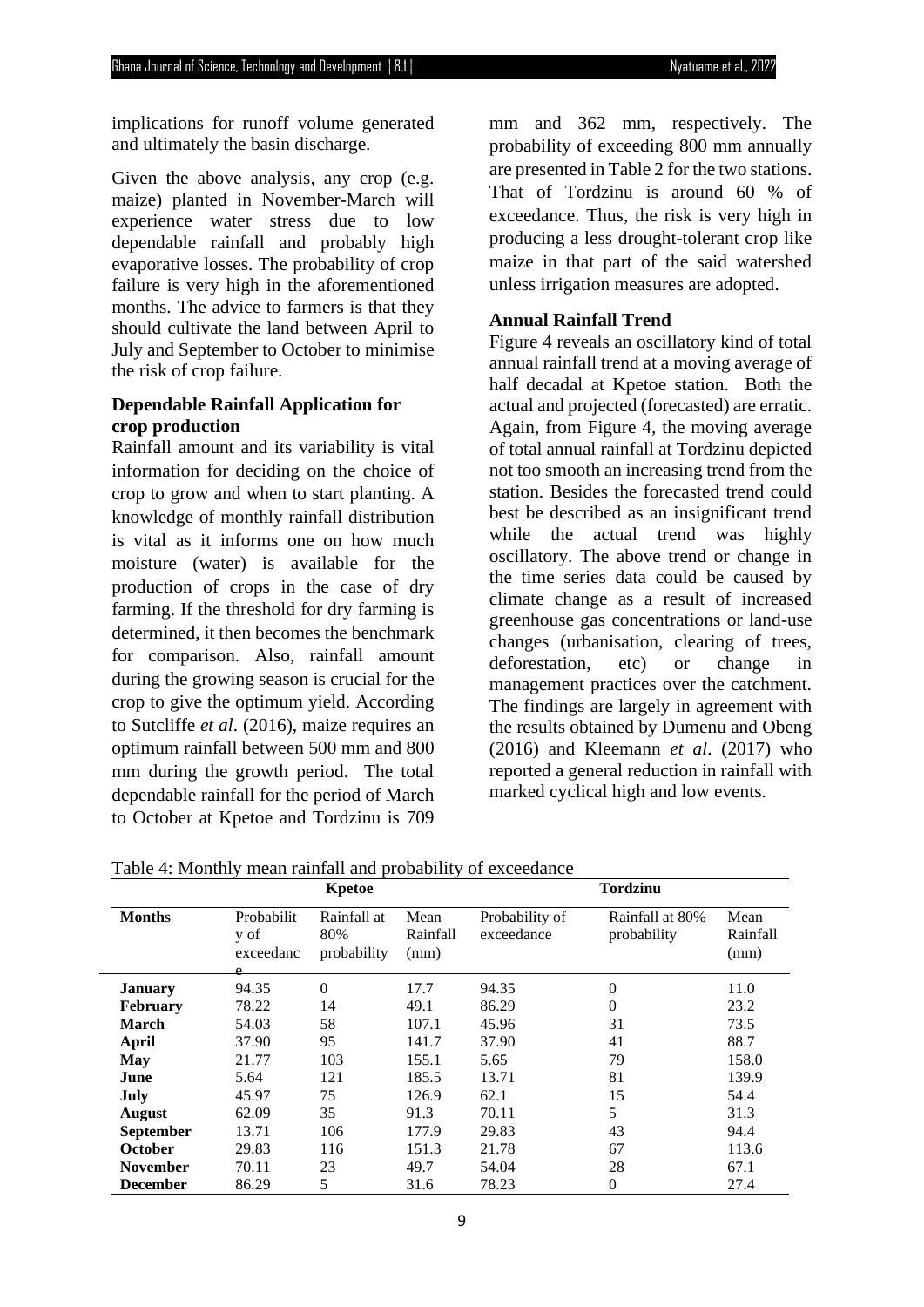implications for runoff volume generated and ultimately the basin discharge.

Given the above analysis, any crop (e.g. maize) planted in November-March will experience water stress due to low dependable rainfall and probably high evaporative losses. The probability of crop failure is very high in the aforementioned months. The advice to farmers is that they should cultivate the land between April to July and September to October to minimise the risk of crop failure.

### Dependable Rainfall Application for crop production

Rainfall amount and its variability is vital information for deciding on the choice of crop to grow and when to start planting. A knowledge of monthly rainfall distribution is vital as it informs one on how much moisture (water) is available for the production of crops in the case of dry farming. If the threshold for dry farming is determined, it then becomes the benchmark for comparison. Also, rainfall amount during the growing season is crucial for the crop to give the optimum yield. According to Sutcliffe *et al*. (2016), maize requires an optimum rainfall between 500 mm and 800 mm during the growth period. The total dependable rainfall for the period of March to October at Kpetoe and Tordzinu is 709 mm and 362 mm, respectively. The probability of exceeding 800 mm annually are presented in Table 2 for the two stations. That of Tordzinu is around 60 % of exceedance. Thus, the risk is very high in producing a less drought-tolerant crop like maize in that part of the said watershed unless irrigation measures are adopted.

### Annual Rainfall Trend

Figure 4 reveals an oscillatory kind of total annual rainfall trend at a moving average of half decadal at Kpetoe station. Both the actual and projected (forecasted) are erratic. Again, from Figure 4, the moving average of total annual rainfall at Tordzinu depicted not too smooth an increasing trend from the station. Besides the forecasted trend could best be described as an insignificant trend while the actual trend was highly oscillatory. The above trend or change in the time series data could be caused by climate change as a result of increased greenhouse gas concentrations or land-use changes (urbanisation, clearing of trees, deforestation, etc) or change in management practices over the catchment. The findings are largely in agreement with the results obtained by Dumenu and Obeng (2016) and Kleemann *et al*. (2017) who reported a general reduction in rainfall with marked cyclical high and low events.

Table 4: Monthly mean rainfall and probability of exceedance

| | Kpetoe | | | Tordzinu | | |
|---|---|---|---|---|---|---|
| **Months** | Probability of exceedance | Rainfall at 80% probability | Mean Rainfall (mm) | Probability of exceedance | Rainfall at 80% probability | Mean Rainfall (mm) |
| **January** | 94.35 | 0 | 17.7 | 94.35 | 0 | 11.0 |
| **February** | 78.22 | 14 | 49.1 | 86.29 | 0 | 23.2 |
| **March** | 54.03 | 58 | 107.1 | 45.96 | 31 | 73.5 |
| **April** | 37.90 | 95 | 141.7 | 37.90 | 41 | 88.7 |
| **May** | 21.77 | 103 | 155.1 | 5.65 | 79 | 158.0 |
| **June** | 5.64 | 121 | 185.5 | 13.71 | 81 | 139.9 |
| **July** | 45.97 | 75 | 126.9 | 62.1 | 15 | 54.4 |
| **August** | 62.09 | 35 | 91.3 | 70.11 | 5 | 31.3 |
| **September** | 13.71 | 106 | 177.9 | 29.83 | 43 | 94.4 |
| **October** | 29.83 | 116 | 151.3 | 21.78 | 67 | 113.6 |
| **November** | 70.11 | 23 | 49.7 | 54.04 | 28 | 67.1 |
| **December** | 86.29 | 5 | 31.6 | 78.23 | 0 | 27.4 |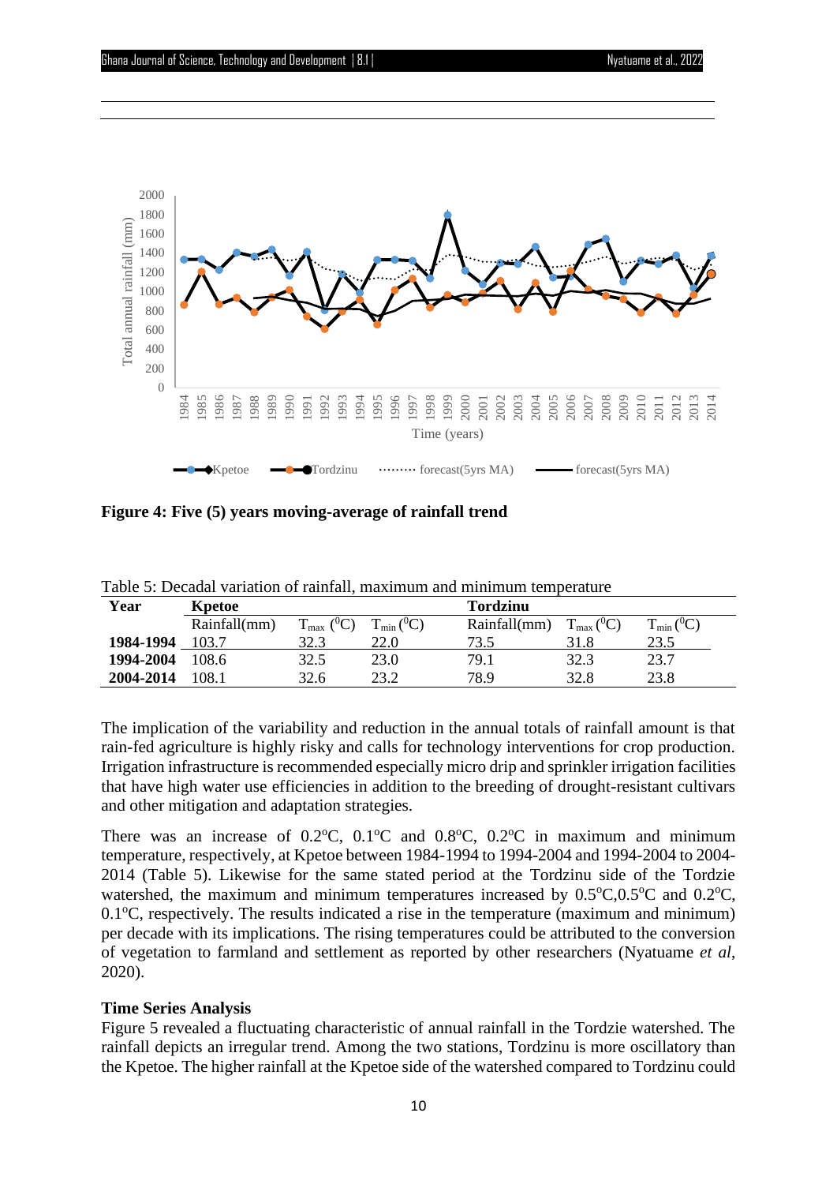**Figure 4: Five (5) years moving-average of rainfall trend**

Table 5: Decadal variation of rainfall, maximum and minimum temperature

| Year | Kpetoe | | | Tordzinu | | |
|---|---|---|---|---|---|---|
| | Rainfall(mm) | $T_{max}$ ($^0$C) | $T_{min}$ ($^0$C) | Rainfall(mm) | $T_{max}$ ($^0$C) | $T_{min}$ ($^0$C) |
| **1984-1994** | 103.7 | 32.3 | 22.0 | 73.5 | 31.8 | 23.5 |
| **1994-2004** | 108.6 | 32.5 | 23.0 | 79.1 | 32.3 | 23.7 |
| **2004-2014** | 108.1 | 32.6 | 23.2 | 78.9 | 32.8 | 23.8 |

The implication of the variability and reduction in the annual totals of rainfall amount is that rain-fed agriculture is highly risky and calls for technology interventions for crop production. Irrigation infrastructure is recommended especially micro drip and sprinkler irrigation facilities that have high water use efficiencies in addition to the breeding of drought-resistant cultivars and other mitigation and adaptation strategies.

There was an increase of 0.2$^o$C, 0.1$^o$C and 0.8$^o$C, 0.2$^o$C in maximum and minimum temperature, respectively, at Kpetoe between 1984-1994 to 1994-2004 and 1994-2004 to 2004-2014 (Table 5). Likewise for the same stated period at the Tordzinu side of the Tordzie watershed, the maximum and minimum temperatures increased by 0.5$^o$C,0.5$^o$C and 0.2$^o$C, 0.1$^o$C, respectively. The results indicated a rise in the temperature (maximum and minimum) per decade with its implications. The rising temperatures could be attributed to the conversion of vegetation to farmland and settlement as reported by other researchers (Nyatuame *et al*, 2020).

### Time Series Analysis

Figure 5 revealed a fluctuating characteristic of annual rainfall in the Tordzie watershed. The rainfall depicts an irregular trend. Among the two stations, Tordzinu is more oscillatory than the Kpetoe. The higher rainfall at the Kpetoe side of the watershed compared to Tordzinu could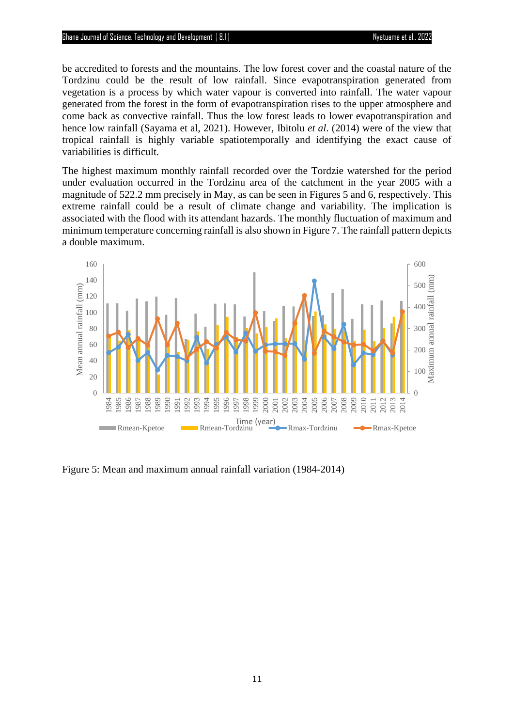be accredited to forests and the mountains. The low forest cover and the coastal nature of the Tordzinu could be the result of low rainfall. Since evapotranspiration generated from vegetation is a process by which water vapour is converted into rainfall. The water vapour generated from the forest in the form of evapotranspiration rises to the upper atmosphere and come back as convective rainfall. Thus the low forest leads to lower evapotranspiration and hence low rainfall (Sayama et al, 2021). However, Ibitolu *et al*. (2014) were of the view that tropical rainfall is highly variable spatiotemporally and identifying the exact cause of variabilities is difficult.

The highest maximum monthly rainfall recorded over the Tordzie watershed for the period under evaluation occurred in the Tordzinu area of the catchment in the year 2005 with a magnitude of 522.2 mm precisely in May, as can be seen in Figures 5 and 6, respectively. This extreme rainfall could be a result of climate change and variability. The implication is associated with the flood with its attendant hazards. The monthly fluctuation of maximum and minimum temperature concerning rainfall is also shown in Figure 7. The rainfall pattern depicts a double maximum.

Figure 5: Mean and maximum annual rainfall variation (1984-2014)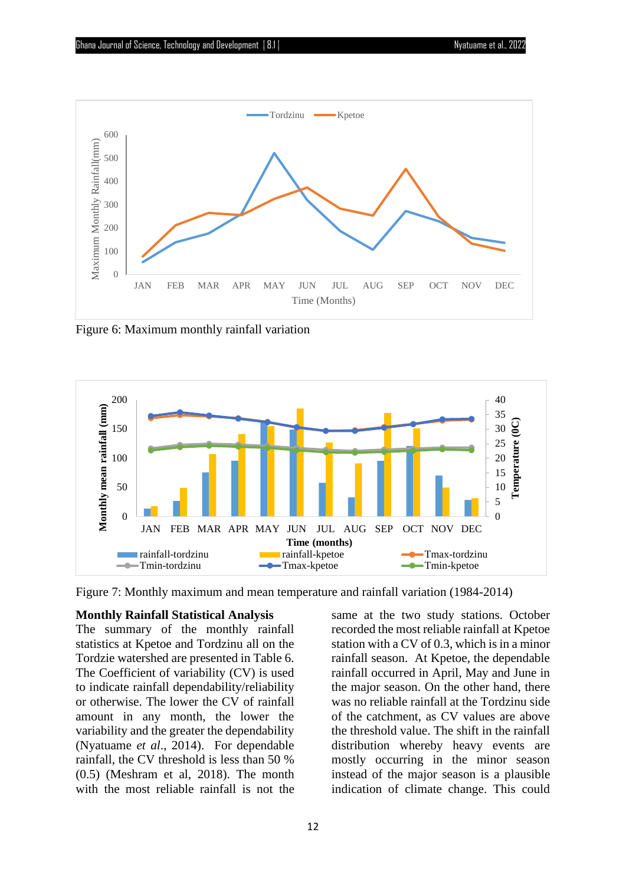Figure 6: Maximum monthly rainfall variation

Figure 7: Monthly maximum and mean temperature and rainfall variation (1984-2014)

**Monthly Rainfall Statistical Analysis**

The summary of the monthly rainfall statistics at Kpetoe and Tordzinu all on the Tordzie watershed are presented in Table 6. The Coefficient of variability (CV) is used to indicate rainfall dependability/reliability or otherwise. The lower the CV of rainfall amount in any month, the lower the variability and the greater the dependability (Nyatuame *et al*., 2014). For dependable rainfall, the CV threshold is less than 50 % (0.5) (Meshram et al, 2018). The month with the most reliable rainfall is not the same at the two study stations. October recorded the most reliable rainfall at Kpetoe station with a CV of 0.3, which is in a minor rainfall season. At Kpetoe, the dependable rainfall occurred in April, May and June in the major season. On the other hand, there was no reliable rainfall at the Tordzinu side of the catchment, as CV values are above the threshold value. The shift in the rainfall distribution whereby heavy events are mostly occurring in the minor season instead of the major season is a plausible indication of climate change. This could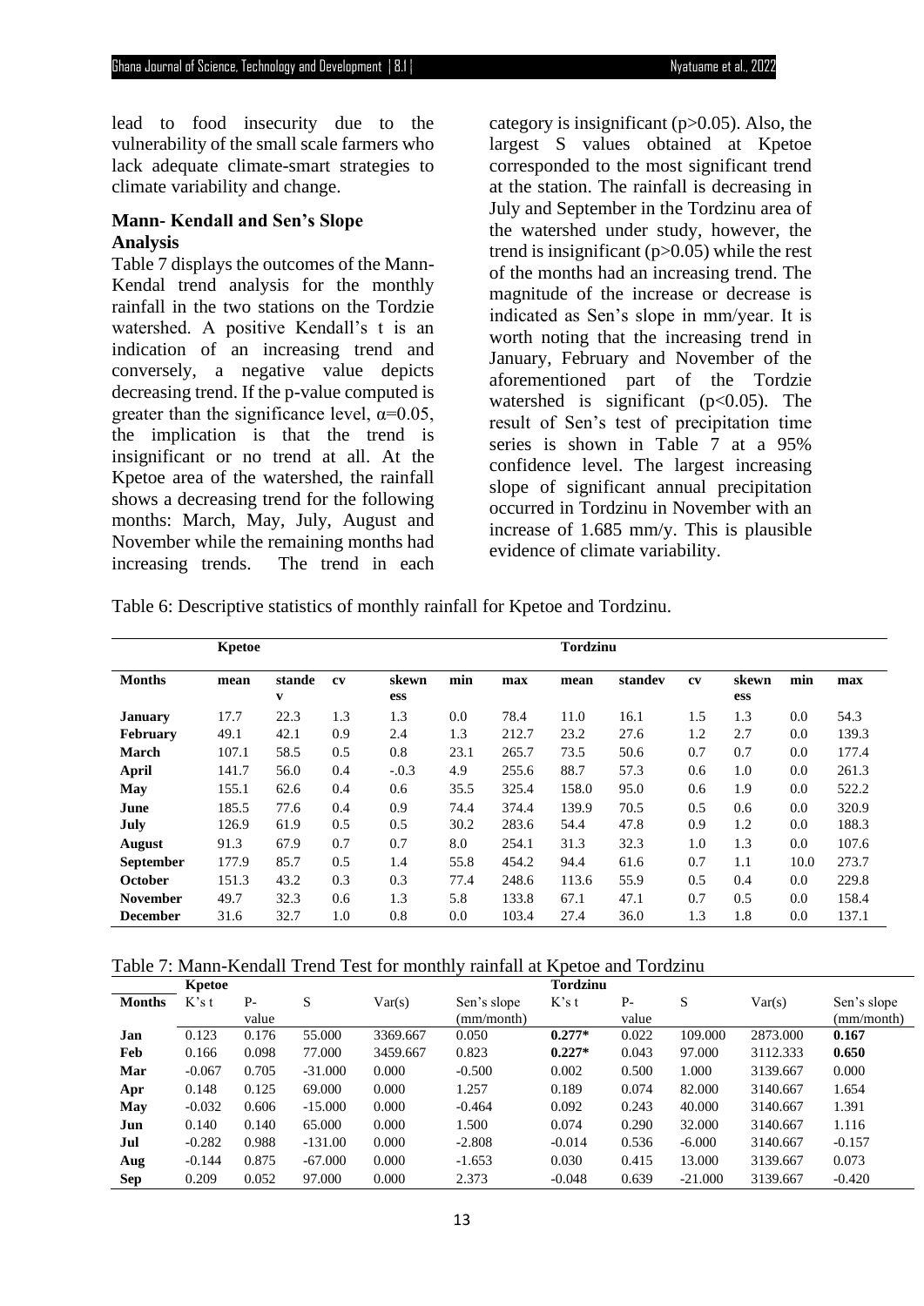lead to food insecurity due to the vulnerability of the small scale farmers who lack adequate climate-smart strategies to climate variability and change.

### Mann- Kendall and Sen's Slope Analysis

Table 7 displays the outcomes of the Mann-Kendal trend analysis for the monthly rainfall in the two stations on the Tordzie watershed. A positive Kendall's t is an indication of an increasing trend and conversely, a negative value depicts decreasing trend. If the p-value computed is greater than the significance level, $\alpha=0.05$, the implication is that the trend is insignificant or no trend at all. At the Kpetoe area of the watershed, the rainfall shows a decreasing trend for the following months: March, May, July, August and November while the remaining months had increasing trends. The trend in each category is insignificant ($p>0.05$). Also, the largest S values obtained at Kpetoe corresponded to the most significant trend at the station. The rainfall is decreasing in July and September in the Tordzinu area of the watershed under study, however, the trend is insignificant ($p>0.05$) while the rest of the months had an increasing trend. The magnitude of the increase or decrease is indicated as Sen's slope in mm/year. It is worth noting that the increasing trend in January, February and November of the aforementioned part of the Tordzie watershed is significant ($p<0.05$). The result of Sen's test of precipitation time series is shown in Table 7 at a 95% confidence level. The largest increasing slope of significant annual precipitation occurred in Tordzinu in November with an increase of 1.685 mm/y. This is plausible evidence of climate variability.

Table 6: Descriptive statistics of monthly rainfall for Kpetoe and Tordzinu.

| | Kpetoe | | | | | | Tordzinu | | | | | |
|---|---|---|---|---|---|---|---|---|---|---|---|---|
| **Months** | **mean** | **standev** | **cv** | **skewness** | **min** | **max** | **mean** | **standev** | **cv** | **skewness** | **min** | **max** |
| **January** | 17.7 | 22.3 | 1.3 | 1.3 | 0.0 | 78.4 | 11.0 | 16.1 | 1.5 | 1.3 | 0.0 | 54.3 |
| **February** | 49.1 | 42.1 | 0.9 | 2.4 | 1.3 | 212.7 | 23.2 | 27.6 | 1.2 | 2.7 | 0.0 | 139.3 |
| **March** | 107.1 | 58.5 | 0.5 | 0.8 | 23.1 | 265.7 | 73.5 | 50.6 | 0.7 | 0.7 | 0.0 | 177.4 |
| **April** | 141.7 | 56.0 | 0.4 | -.0.3 | 4.9 | 255.6 | 88.7 | 57.3 | 0.6 | 1.0 | 0.0 | 261.3 |
| **May** | 155.1 | 62.6 | 0.4 | 0.6 | 35.5 | 325.4 | 158.0 | 95.0 | 0.6 | 1.9 | 0.0 | 522.2 |
| **June** | 185.5 | 77.6 | 0.4 | 0.9 | 74.4 | 374.4 | 139.9 | 70.5 | 0.5 | 0.6 | 0.0 | 320.9 |
| **July** | 126.9 | 61.9 | 0.5 | 0.5 | 30.2 | 283.6 | 54.4 | 47.8 | 0.9 | 1.2 | 0.0 | 188.3 |
| **August** | 91.3 | 67.9 | 0.7 | 0.7 | 8.0 | 254.1 | 31.3 | 32.3 | 1.0 | 1.3 | 0.0 | 107.6 |
| **September** | 177.9 | 85.7 | 0.5 | 1.4 | 55.8 | 454.2 | 94.4 | 61.6 | 0.7 | 1.1 | 10.0 | 273.7 |
| **October** | 151.3 | 43.2 | 0.3 | 0.3 | 77.4 | 248.6 | 113.6 | 55.9 | 0.5 | 0.4 | 0.0 | 229.8 |
| **November** | 49.7 | 32.3 | 0.6 | 1.3 | 5.8 | 133.8 | 67.1 | 47.1 | 0.7 | 0.5 | 0.0 | 158.4 |
| **December** | 31.6 | 32.7 | 1.0 | 0.8 | 0.0 | 103.4 | 27.4 | 36.0 | 1.3 | 1.8 | 0.0 | 137.1 |

Table 7: Mann-Kendall Trend Test for monthly rainfall at Kpetoe and Tordzinu

| | Kpetoe | | | | | Tordzinu | | | | |
|---|---|---|---|---|---|---|---|---|---|---|
| **Months** | K's t | P-value | S | Var(s) | Sen's slope (mm/month) | K's t | P-value | S | Var(s) | Sen's slope (mm/month) |
| **Jan** | 0.123 | 0.176 | 55.000 | 3369.667 | 0.050 | **0.277*** | 0.022 | 109.000 | 2873.000 | **0.167** |
| **Feb** | 0.166 | 0.098 | 77.000 | 3459.667 | 0.823 | **0.227*** | 0.043 | 97.000 | 3112.333 | **0.650** |
| **Mar** | -0.067 | 0.705 | -31.000 | 0.000 | -0.500 | 0.002 | 0.500 | 1.000 | 3139.667 | 0.000 |
| **Apr** | 0.148 | 0.125 | 69.000 | 0.000 | 1.257 | 0.189 | 0.074 | 82.000 | 3140.667 | 1.654 |
| **May** | -0.032 | 0.606 | -15.000 | 0.000 | -0.464 | 0.092 | 0.243 | 40.000 | 3140.667 | 1.391 |
| **Jun** | 0.140 | 0.140 | 65.000 | 0.000 | 1.500 | 0.074 | 0.290 | 32.000 | 3140.667 | 1.116 |
| **Jul** | -0.282 | 0.988 | -131.00 | 0.000 | -2.808 | -0.014 | 0.536 | -6.000 | 3140.667 | -0.157 |
| **Aug** | -0.144 | 0.875 | -67.000 | 0.000 | -1.653 | 0.030 | 0.415 | 13.000 | 3139.667 | 0.073 |
| **Sep** | 0.209 | 0.052 | 97.000 | 0.000 | 2.373 | -0.048 | 0.639 | -21.000 | 3139.667 | -0.420 |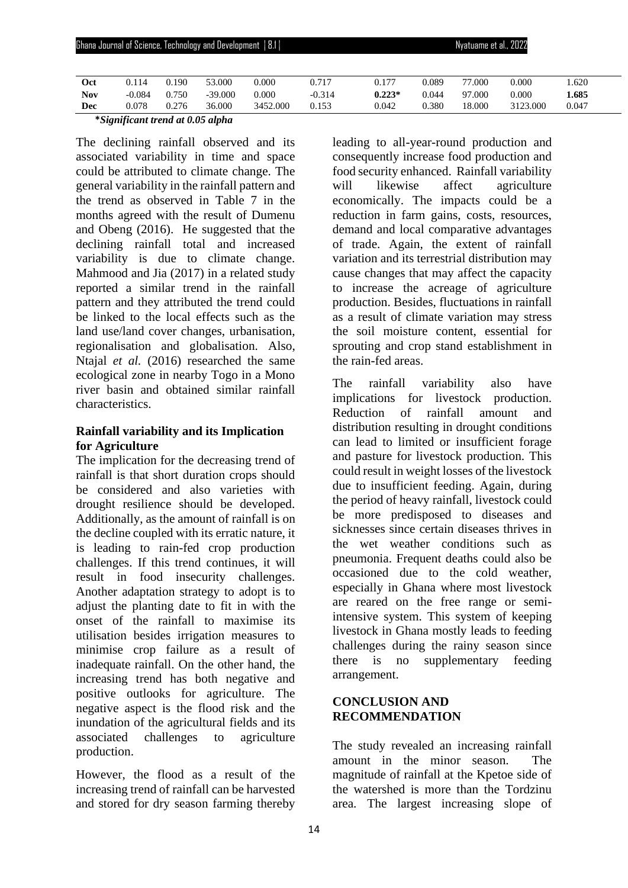| Oct | 0.114 | 0.190 | 53.000 | 0.000 | 0.717 | 0.177 | 0.089 | 77.000 | 0.000 | 1.620 |
|---|---|---|---|---|---|---|---|---|---|---|
| **Nov** | -0.084 | 0.750 | -39.000 | 0.000 | -0.314 | **0.223*** | 0.044 | 97.000 | 0.000 | **1.685** |
| **Dec** | 0.078 | 0.276 | 36.000 | 3452.000 | 0.153 | 0.042 | 0.380 | 18.000 | 3123.000 | 0.047 |

***Significant trend at 0.05 alpha***

The declining rainfall observed and its associated variability in time and space could be attributed to climate change. The general variability in the rainfall pattern and the trend as observed in Table 7 in the months agreed with the result of Dumenu and Obeng (2016). He suggested that the declining rainfall total and increased variability is due to climate change. Mahmood and Jia (2017) in a related study reported a similar trend in the rainfall pattern and they attributed the trend could be linked to the local effects such as the land use/land cover changes, urbanisation, regionalisation and globalisation. Also, Ntajal *et al.* (2016) researched the same ecological zone in nearby Togo in a Mono river basin and obtained similar rainfall characteristics.

**Rainfall variability and its Implication for Agriculture**

The implication for the decreasing trend of rainfall is that short duration crops should be considered and also varieties with drought resilience should be developed. Additionally, as the amount of rainfall is on the decline coupled with its erratic nature, it is leading to rain-fed crop production challenges. If this trend continues, it will result in food insecurity challenges. Another adaptation strategy to adopt is to adjust the planting date to fit in with the onset of the rainfall to maximise its utilisation besides irrigation measures to minimise crop failure as a result of inadequate rainfall. On the other hand, the increasing trend has both negative and positive outlooks for agriculture. The negative aspect is the flood risk and the inundation of the agricultural fields and its associated challenges to agriculture production.

However, the flood as a result of the increasing trend of rainfall can be harvested and stored for dry season farming thereby leading to all-year-round production and consequently increase food production and food security enhanced. Rainfall variability will likewise affect agriculture economically. The impacts could be a reduction in farm gains, costs, resources, demand and local comparative advantages of trade. Again, the extent of rainfall variation and its terrestrial distribution may cause changes that may affect the capacity to increase the acreage of agriculture production. Besides, fluctuations in rainfall as a result of climate variation may stress the soil moisture content, essential for sprouting and crop stand establishment in the rain-fed areas.

The rainfall variability also have implications for livestock production. Reduction of rainfall amount and distribution resulting in drought conditions can lead to limited or insufficient forage and pasture for livestock production. This could result in weight losses of the livestock due to insufficient feeding. Again, during the period of heavy rainfall, livestock could be more predisposed to diseases and sicknesses since certain diseases thrives in the wet weather conditions such as pneumonia. Frequent deaths could also be occasioned due to the cold weather, especially in Ghana where most livestock are reared on the free range or semi-intensive system. This system of keeping livestock in Ghana mostly leads to feeding challenges during the rainy season since there is no supplementary feeding arrangement.

## CONCLUSION AND RECOMMENDATION

The study revealed an increasing rainfall amount in the minor season. The magnitude of rainfall at the Kpetoe side of the watershed is more than the Tordzinu area. The largest increasing slope of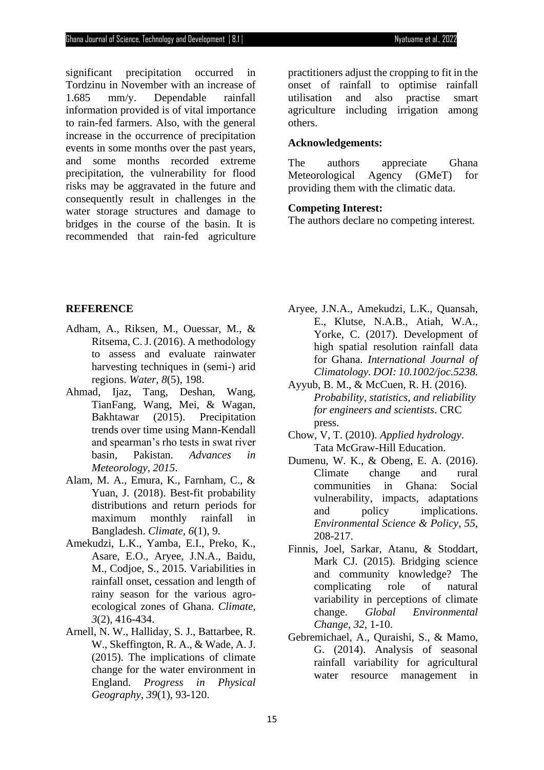significant precipitation occurred in Tordzinu in November with an increase of 1.685 mm/y. Dependable rainfall information provided is of vital importance to rain-fed farmers. Also, with the general increase in the occurrence of precipitation events in some months over the past years, and some months recorded extreme precipitation, the vulnerability for flood risks may be aggravated in the future and consequently result in challenges in the water storage structures and damage to bridges in the course of the basin. It is recommended that rain-fed agriculture practitioners adjust the cropping to fit in the onset of rainfall to optimise rainfall utilisation and also practise smart agriculture including irrigation among others.

**Acknowledgements:**

The authors appreciate Ghana Meteorological Agency (GMeT) for providing them with the climatic data.

**Competing Interest:**

The authors declare no competing interest.

**REFERENCE**

Adham, A., Riksen, M., Ouessar, M., & Ritsema, C. J. (2016). A methodology to assess and evaluate rainwater harvesting techniques in (semi-) arid regions. *Water*, *8*(5), 198.

Ahmad, Ijaz, Tang, Deshan, Wang, TianFang, Wang, Mei, & Wagan, Bakhtawar (2015). Precipitation trends over time using Mann-Kendall and spearman's rho tests in swat river basin, Pakistan. *Advances in Meteorology, 2015*.

Alam, M. A., Emura, K., Farnham, C., & Yuan, J. (2018). Best-fit probability distributions and return periods for maximum monthly rainfall in Bangladesh. *Climate*, *6*(1), 9.

Amekudzi, L.K., Yamba, E.I., Preko, K., Asare, E.O., Aryee, J.N.A., Baidu, M., Codjoe, S., 2015. Variabilities in rainfall onset, cessation and length of rainy season for the various agro-ecological zones of Ghana. *Climate*, *3*(2), 416-434.

Arnell, N. W., Halliday, S. J., Battarbee, R. W., Skeffington, R. A., & Wade, A. J. (2015). The implications of climate change for the water environment in England. *Progress in Physical Geography*, *39*(1), 93-120.

Aryee, J.N.A., Amekudzi, L.K., Quansah, E., Klutse, N.A.B., Atiah, W.A., Yorke, C. (2017). Development of high spatial resolution rainfall data for Ghana. *International Journal of Climatology. DOI: 10.1002/joc.5238.*

Ayyub, B. M., & McCuen, R. H. (2016). *Probability, statistics, and reliability for engineers and scientists*. CRC press.

Chow, V, T. (2010). *Applied hydrology*. Tata McGraw-Hill Education.

Dumenu, W. K., & Obeng, E. A. (2016). Climate change and rural communities in Ghana: Social vulnerability, impacts, adaptations and policy implications. *Environmental Science & Policy*, *55*, 208-217.

Finnis, Joel, Sarkar, Atanu, & Stoddart, Mark CJ. (2015). Bridging science and community knowledge? The complicating role of natural variability in perceptions of climate change. *Global Environmental Change, 32*, 1-10.

Gebremichael, A., Quraishi, S., & Mamo, G. (2014). Analysis of seasonal rainfall variability for agricultural water resource management in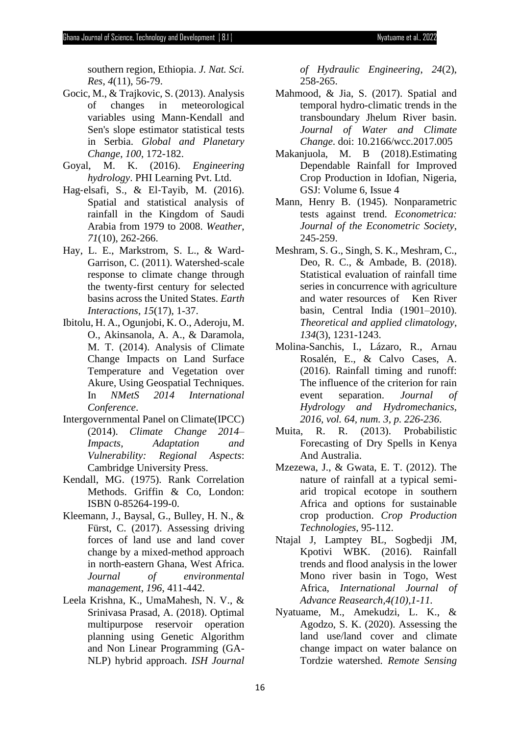southern region, Ethiopia. *J. Nat. Sci. Res*, *4*(11), 56-79.

Gocic, M., & Trajkovic, S. (2013). Analysis of changes in meteorological variables using Mann-Kendall and Sen's slope estimator statistical tests in Serbia. *Global and Planetary Change*, *100*, 172-182.

Goyal, M. K. (2016). *Engineering hydrology*. PHI Learning Pvt. Ltd.

Hag-elsafi, S., & El-Tayib, M. (2016). Spatial and statistical analysis of rainfall in the Kingdom of Saudi Arabia from 1979 to 2008. *Weather*, *71*(10), 262-266.

Hay, L. E., Markstrom, S. L., & Ward-Garrison, C. (2011). Watershed-scale response to climate change through the twenty-first century for selected basins across the United States. *Earth Interactions*, *15*(17), 1-37.

Ibitolu, H. A., Ogunjobi, K. O., Aderoju, M. O., Akinsanola, A. A., & Daramola, M. T. (2014). Analysis of Climate Change Impacts on Land Surface Temperature and Vegetation over Akure, Using Geospatial Techniques. In *NMetS 2014 International Conference*.

Intergovernmental Panel on Climate(IPCC) (2014). *Climate Change 2014– Impacts, Adaptation and Vulnerability: Regional Aspects*: Cambridge University Press.

Kendall, MG. (1975). Rank Correlation Methods. Griffin & Co, London: ISBN 0-85264-199-0.

Kleemann, J., Baysal, G., Bulley, H. N., & Fürst, C. (2017). Assessing driving forces of land use and land cover change by a mixed-method approach in north-eastern Ghana, West Africa. *Journal of environmental management*, *196*, 411-442.

Leela Krishna, K., UmaMahesh, N. V., & Srinivasa Prasad, A. (2018). Optimal multipurpose reservoir operation planning using Genetic Algorithm and Non Linear Programming (GA-NLP) hybrid approach. *ISH Journal of Hydraulic Engineering*, *24*(2), 258-265.

Mahmood, & Jia, S. (2017). Spatial and temporal hydro-climatic trends in the transboundary Jhelum River basin. *Journal of Water and Climate Change*. doi: 10.2166/wcc.2017.005

Makanjuola, M. B (2018).Estimating Dependable Rainfall for Improved Crop Production in Idofian, Nigeria, GSJ: Volume 6, Issue 4

Mann, Henry B. (1945). Nonparametric tests against trend. *Econometrica: Journal of the Econometric Society*, 245-259.

Meshram, S. G., Singh, S. K., Meshram, C., Deo, R. C., & Ambade, B. (2018). Statistical evaluation of rainfall time series in concurrence with agriculture and water resources of Ken River basin, Central India (1901–2010). *Theoretical and applied climatology*, *134*(3), 1231-1243.

Molina-Sanchis, I., Lázaro, R., Arnau Rosalén, E., & Calvo Cases, A. (2016). Rainfall timing and runoff: The influence of the criterion for rain event separation. *Journal of Hydrology and Hydromechanics, 2016, vol. 64, num. 3, p. 226-236.*

Muita, R. R. (2013). Probabilistic Forecasting of Dry Spells in Kenya And Australia.

Mzezewa, J., & Gwata, E. T. (2012). The nature of rainfall at a typical semi-arid tropical ecotope in southern Africa and options for sustainable crop production. *Crop Production Technologies*, 95-112.

Ntajal J, Lamptey BL, Sogbedji JM, Kpotivi WBK. (2016). Rainfall trends and flood analysis in the lower Mono river basin in Togo, West Africa, *International Journal of Advance Reasearch,4(10),1-11.*

Nyatuame, M., Amekudzi, L. K., & Agodzo, S. K. (2020). Assessing the land use/land cover and climate change impact on water balance on Tordzie watershed. *Remote Sensing*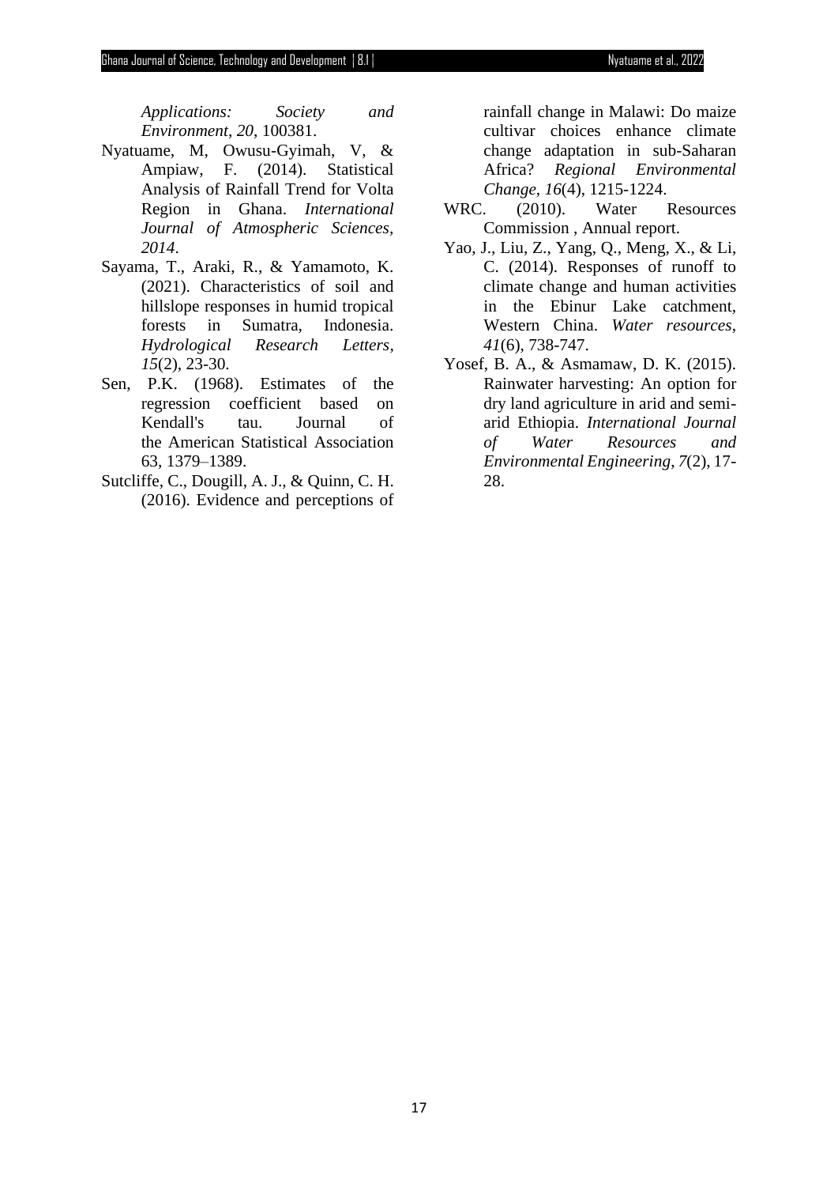*Applications: Society and Environment*, *20*, 100381.

Nyatuame, M, Owusu-Gyimah, V, & Ampiaw, F. (2014). Statistical Analysis of Rainfall Trend for Volta Region in Ghana. *International Journal of Atmospheric Sciences*, *2014*.

Sayama, T., Araki, R., & Yamamoto, K. (2021). Characteristics of soil and hillslope responses in humid tropical forests in Sumatra, Indonesia. *Hydrological Research Letters*, *15*(2), 23-30.

Sen, P.K. (1968). Estimates of the regression coefficient based on Kendall's tau. Journal of the American Statistical Association 63, 1379–1389.

Sutcliffe, C., Dougill, A. J., & Quinn, C. H. (2016). Evidence and perceptions of rainfall change in Malawi: Do maize cultivar choices enhance climate change adaptation in sub-Saharan Africa? *Regional Environmental Change*, *16*(4), 1215-1224.

WRC. (2010). Water Resources Commission , Annual report.

Yao, J., Liu, Z., Yang, Q., Meng, X., & Li, C. (2014). Responses of runoff to climate change and human activities in the Ebinur Lake catchment, Western China. *Water resources*, *41*(6), 738-747.

Yosef, B. A., & Asmamaw, D. K. (2015). Rainwater harvesting: An option for dry land agriculture in arid and semi-arid Ethiopia. *International Journal of Water Resources and Environmental Engineering*, *7*(2), 17-28.